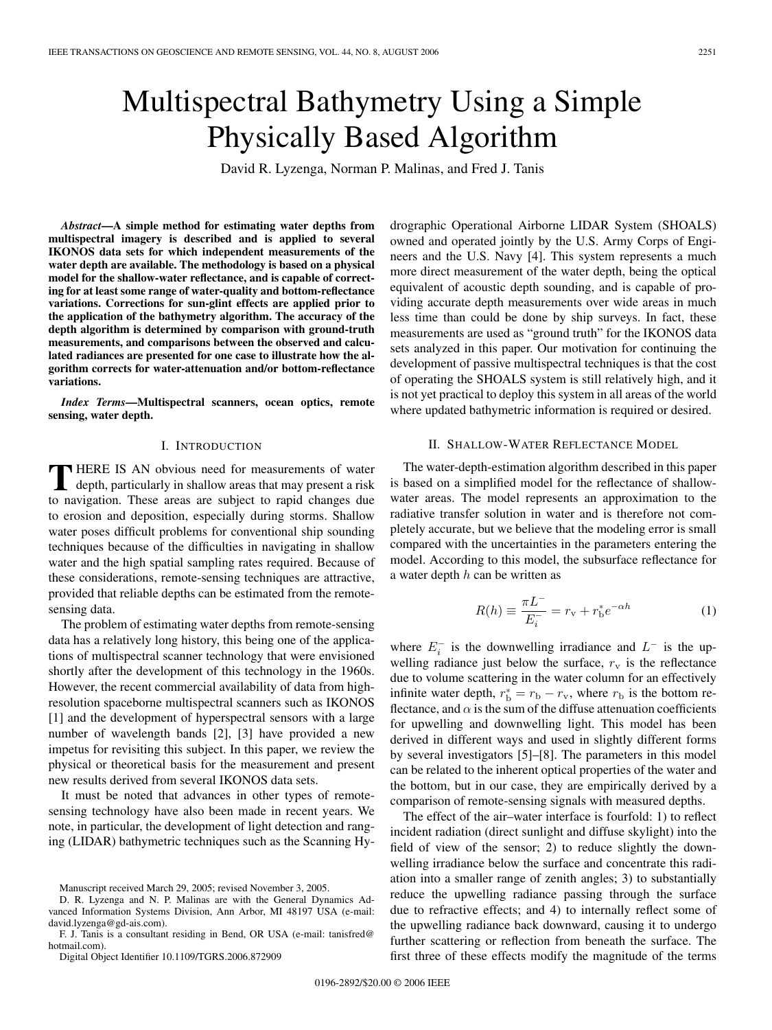# Multispectral Bathymetry Using a Simple Physically Based Algorithm

David R. Lyzenga, Norman P. Malinas, and Fred J. Tanis

***Abstract*—A simple method for estimating water depths from multispectral imagery is described and is applied to several IKONOS data sets for which independent measurements of the water depth are available. The methodology is based on a physical model for the shallow-water reflectance, and is capable of correcting for at least some range of water-quality and bottom-reflectance variations. Corrections for sun-glint effects are applied prior to the application of the bathymetry algorithm. The accuracy of the depth algorithm is determined by comparison with ground-truth measurements, and comparisons between the observed and calculated radiances are presented for one case to illustrate how the algorithm corrects for water-attenuation and/or bottom-reflectance variations.**

***Index Terms*—Multispectral scanners, ocean optics, remote sensing, water depth.**

## I. Introduction

There is an obvious need for measurements of water depth, particularly in shallow areas that may present a risk to navigation. These areas are subject to rapid changes due to erosion and deposition, especially during storms. Shallow water poses difficult problems for conventional ship sounding techniques because of the difficulties in navigating in shallow water and the high spatial sampling rates required. Because of these considerations, remote-sensing techniques are attractive, provided that reliable depths can be estimated from the remote-sensing data.

The problem of estimating water depths from remote-sensing data has a relatively long history, this being one of the applications of multispectral scanner technology that were envisioned shortly after the development of this technology in the 1960s. However, the recent commercial availability of data from high-resolution spaceborne multispectral scanners such as IKONOS [1] and the development of hyperspectral sensors with a large number of wavelength bands [2], [3] have provided a new impetus for revisiting this subject. In this paper, we review the physical or theoretical basis for the measurement and present new results derived from several IKONOS data sets.

It must be noted that advances in other types of remote-sensing technology have also been made in recent years. We note, in particular, the development of light detection and ranging (LIDAR) bathymetric techniques such as the Scanning Hydrographic Operational Airborne LIDAR System (SHOALS) owned and operated jointly by the U.S. Army Corps of Engineers and the U.S. Navy [4]. This system represents a much more direct measurement of the water depth, being the optical equivalent of acoustic depth sounding, and is capable of providing accurate depth measurements over wide areas in much less time than could be done by ship surveys. In fact, these measurements are used as "ground truth" for the IKONOS data sets analyzed in this paper. Our motivation for continuing the development of passive multispectral techniques is that the cost of operating the SHOALS system is still relatively high, and it is not yet practical to deploy this system in all areas of the world where updated bathymetric information is required or desired.

## II. Shallow-Water Reflectance Model

The water-depth-estimation algorithm described in this paper is based on a simplified model for the reflectance of shallow-water areas. The model represents an approximation to the radiative transfer solution in water and is therefore not completely accurate, but we believe that the modeling error is small compared with the uncertainties in the parameters entering the model. According to this model, the subsurface reflectance for a water depth $h$ can be written as

$$R(h) \equiv \frac{\pi L^-}{E_i^-} = r_v + r_b^* e^{-\alpha h} \tag{1}$$

where $E_i^-$ is the downwelling irradiance and $L^-$ is the upwelling radiance just below the surface, $r_v$ is the reflectance due to volume scattering in the water column for an effectively infinite water depth, $r_b^* = r_b - r_v$, where $r_b$ is the bottom reflectance, and $\alpha$ is the sum of the diffuse attenuation coefficients for upwelling and downwelling light. This model has been derived in different ways and used in slightly different forms by several investigators [5]–[8]. The parameters in this model can be related to the inherent optical properties of the water and the bottom, but in our case, they are empirically derived by a comparison of remote-sensing signals with measured depths.

The effect of the air–water interface is fourfold: 1) to reflect incident radiation (direct sunlight and diffuse skylight) into the field of view of the sensor; 2) to reduce slightly the downwelling irradiance below the surface and concentrate this radiation into a smaller range of zenith angles; 3) to substantially reduce the upwelling radiance passing through the surface due to refractive effects; and 4) to internally reflect some of the upwelling radiance back downward, causing it to undergo further scattering or reflection from beneath the surface. The first three of these effects modify the magnitude of the terms

Manuscript received March 29, 2005; revised November 3, 2005.

D. R. Lyzenga and N. P. Malinas are with the General Dynamics Advanced Information Systems Division, Ann Arbor, MI 48197 USA (e-mail: david.lyzenga@gd-ais.com).

F. J. Tanis is a consultant residing in Bend, OR USA (e-mail: tanisfred@hotmail.com).

Digital Object Identifier 10.1109/TGRS.2006.872909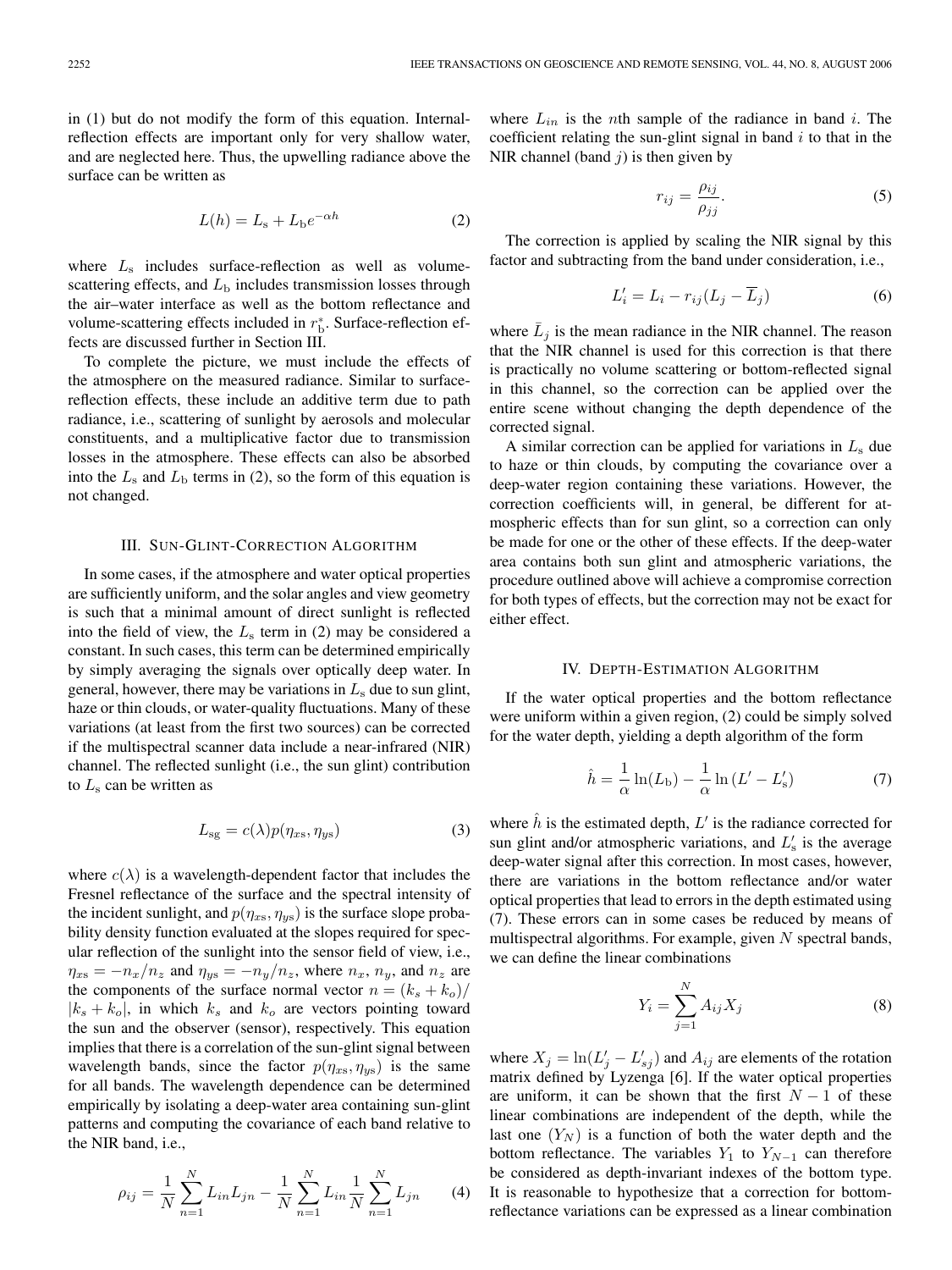in (1) but do not modify the form of this equation. Internal-reflection effects are important only for very shallow water, and are neglected here. Thus, the upwelling radiance above the surface can be written as

$$L(h) = L_{\rm s} + L_{\rm b} e^{-\alpha h} \tag{2}$$

where $L_{\rm s}$ includes surface-reflection as well as volume-scattering effects, and $L_{\rm b}$ includes transmission losses through the air–water interface as well as the bottom reflectance and volume-scattering effects included in $r_{\rm b}^*$. Surface-reflection effects are discussed further in Section III.

To complete the picture, we must include the effects of the atmosphere on the measured radiance. Similar to surface-reflection effects, these include an additive term due to path radiance, i.e., scattering of sunlight by aerosols and molecular constituents, and a multiplicative factor due to transmission losses in the atmosphere. These effects can also be absorbed into the $L_{\rm s}$ and $L_{\rm b}$ terms in (2), so the form of this equation is not changed.

## III. Sun-Glint-Correction Algorithm

In some cases, if the atmosphere and water optical properties are sufficiently uniform, and the solar angles and view geometry is such that a minimal amount of direct sunlight is reflected into the field of view, the $L_{\rm s}$ term in (2) may be considered a constant. In such cases, this term can be determined empirically by simply averaging the signals over optically deep water. In general, however, there may be variations in $L_{\rm s}$ due to sun glint, haze or thin clouds, or water-quality fluctuations. Many of these variations (at least from the first two sources) can be corrected if the multispectral scanner data include a near-infrared (NIR) channel. The reflected sunlight (i.e., the sun glint) contribution to $L_{\rm s}$ can be written as

$$L_{\rm sg} = c(\lambda) p(\eta_{xs}, \eta_{ys}) \tag{3}$$

where $c(\lambda)$ is a wavelength-dependent factor that includes the Fresnel reflectance of the surface and the spectral intensity of the incident sunlight, and $p(\eta_{xs}, \eta_{ys})$ is the surface slope probability density function evaluated at the slopes required for specular reflection of the sunlight into the sensor field of view, i.e., $\eta_{xs} = -n_x/n_z$ and $\eta_{ys} = -n_y/n_z$, where $n_x$, $n_y$, and $n_z$ are the components of the surface normal vector $n = (k_s + k_o)/|k_s + k_o|$, in which $k_s$ and $k_o$ are vectors pointing toward the sun and the observer (sensor), respectively. This equation implies that there is a correlation of the sun-glint signal between wavelength bands, since the factor $p(\eta_{xs}, \eta_{ys})$ is the same for all bands. The wavelength dependence can be determined empirically by isolating a deep-water area containing sun-glint patterns and computing the covariance of each band relative to the NIR band, i.e.,

$$\rho_{ij} = \frac{1}{N} \sum_{n=1}^{N} L_{in} L_{jn} - \frac{1}{N} \sum_{n=1}^{N} L_{in} \frac{1}{N} \sum_{n=1}^{N} L_{jn} \tag{4}$$

where $L_{in}$ is the $n$th sample of the radiance in band $i$. The coefficient relating the sun-glint signal in band $i$ to that in the NIR channel (band $j$) is then given by

$$r_{ij} = \frac{\rho_{ij}}{\rho_{jj}}. \tag{5}$$

The correction is applied by scaling the NIR signal by this factor and subtracting from the band under consideration, i.e.,

$$L_i' = L_i - r_{ij}(L_j - \overline{L}_j) \tag{6}$$

where $\bar{L}_j$ is the mean radiance in the NIR channel. The reason that the NIR channel is used for this correction is that there is practically no volume scattering or bottom-reflected signal in this channel, so the correction can be applied over the entire scene without changing the depth dependence of the corrected signal.

A similar correction can be applied for variations in $L_{\rm s}$ due to haze or thin clouds, by computing the covariance over a deep-water region containing these variations. However, the correction coefficients will, in general, be different for atmospheric effects than for sun glint, so a correction can only be made for one or the other of these effects. If the deep-water area contains both sun glint and atmospheric variations, the procedure outlined above will achieve a compromise correction for both types of effects, but the correction may not be exact for either effect.

## IV. Depth-Estimation Algorithm

If the water optical properties and the bottom reflectance were uniform within a given region, (2) could be simply solved for the water depth, yielding a depth algorithm of the form

$$\hat{h} = \frac{1}{\alpha} \ln(L_{\rm b}) - \frac{1}{\alpha} \ln(L' - L_{\rm s}') \tag{7}$$

where $\hat{h}$ is the estimated depth, $L'$ is the radiance corrected for sun glint and/or atmospheric variations, and $L_{\rm s}'$ is the average deep-water signal after this correction. In most cases, however, there are variations in the bottom reflectance and/or water optical properties that lead to errors in the depth estimated using (7). These errors can in some cases be reduced by means of multispectral algorithms. For example, given $N$ spectral bands, we can define the linear combinations

$$Y_i = \sum_{j=1}^{N} A_{ij} X_j \tag{8}$$

where $X_j = \ln(L_j' - L_{sj}')$ and $A_{ij}$ are elements of the rotation matrix defined by Lyzenga [6]. If the water optical properties are uniform, it can be shown that the first $N-1$ of these linear combinations are independent of the depth, while the last one ($Y_N$) is a function of both the water depth and the bottom reflectance. The variables $Y_1$ to $Y_{N-1}$ can therefore be considered as depth-invariant indexes of the bottom type. It is reasonable to hypothesize that a correction for bottom-reflectance variations can be expressed as a linear combination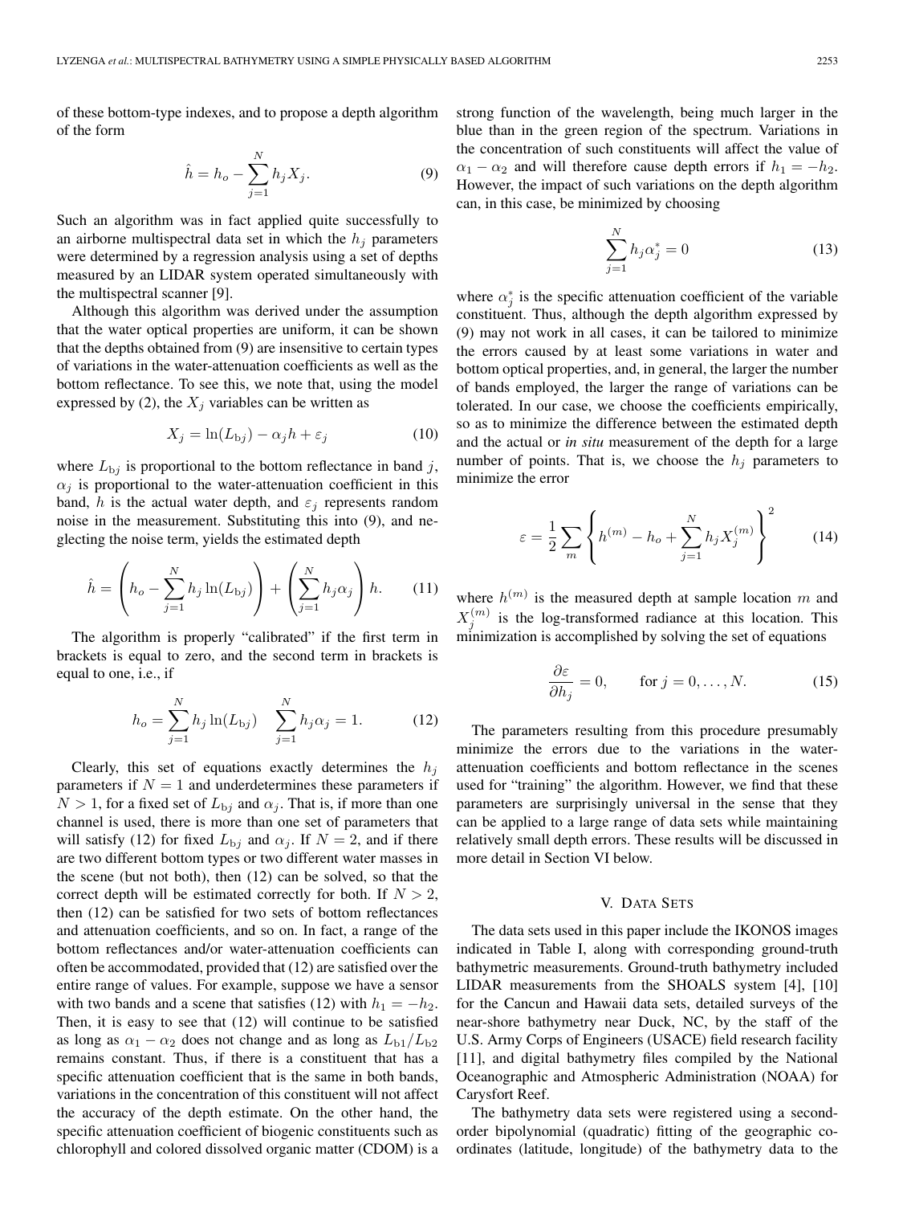of these bottom-type indexes, and to propose a depth algorithm of the form

$$\hat{h} = h_o - \sum_{j=1}^{N} h_j X_j. \tag{9}$$

Such an algorithm was in fact applied quite successfully to an airborne multispectral data set in which the $h_j$ parameters were determined by a regression analysis using a set of depths measured by an LIDAR system operated simultaneously with the multispectral scanner [9].

Although this algorithm was derived under the assumption that the water optical properties are uniform, it can be shown that the depths obtained from (9) are insensitive to certain types of variations in the water-attenuation coefficients as well as the bottom reflectance. To see this, we note that, using the model expressed by (2), the $X_j$ variables can be written as

$$X_j = \ln(L_{bj}) - \alpha_j h + \varepsilon_j \tag{10}$$

where $L_{bj}$ is proportional to the bottom reflectance in band $j$, $\alpha_j$ is proportional to the water-attenuation coefficient in this band, $h$ is the actual water depth, and $\varepsilon_j$ represents random noise in the measurement. Substituting this into (9), and neglecting the noise term, yields the estimated depth

$$\hat{h} = \left(h_o - \sum_{j=1}^{N} h_j \ln(L_{bj})\right) + \left(\sum_{j=1}^{N} h_j \alpha_j\right) h. \tag{11}$$

The algorithm is properly "calibrated" if the first term in brackets is equal to zero, and the second term in brackets is equal to one, i.e., if

$$h_o = \sum_{j=1}^{N} h_j \ln(L_{bj}) \quad \sum_{j=1}^{N} h_j \alpha_j = 1. \tag{12}$$

Clearly, this set of equations exactly determines the $h_j$ parameters if $N = 1$ and underdetermines these parameters if $N > 1$, for a fixed set of $L_{bj}$ and $\alpha_j$. That is, if more than one channel is used, there is more than one set of parameters that will satisfy (12) for fixed $L_{bj}$ and $\alpha_j$. If $N = 2$, and if there are two different bottom types or two different water masses in the scene (but not both), then (12) can be solved, so that the correct depth will be estimated correctly for both. If $N > 2$, then (12) can be satisfied for two sets of bottom reflectances and attenuation coefficients, and so on. In fact, a range of the bottom reflectances and/or water-attenuation coefficients can often be accommodated, provided that (12) are satisfied over the entire range of values. For example, suppose we have a sensor with two bands and a scene that satisfies (12) with $h_1 = -h_2$. Then, it is easy to see that (12) will continue to be satisfied as long as $\alpha_1 - \alpha_2$ does not change and as long as $L_{b1}/L_{b2}$ remains constant. Thus, if there is a constituent that has a specific attenuation coefficient that is the same in both bands, variations in the concentration of this constituent will not affect the accuracy of the depth estimate. On the other hand, the specific attenuation coefficient of biogenic constituents such as chlorophyll and colored dissolved organic matter (CDOM) is a strong function of the wavelength, being much larger in the blue than in the green region of the spectrum. Variations in the concentration of such constituents will affect the value of $\alpha_1 - \alpha_2$ and will therefore cause depth errors if $h_1 = -h_2$. However, the impact of such variations on the depth algorithm can, in this case, be minimized by choosing

$$\sum_{j=1}^{N} h_j \alpha_j^* = 0 \tag{13}$$

where $\alpha_j^*$ is the specific attenuation coefficient of the variable constituent. Thus, although the depth algorithm expressed by (9) may not work in all cases, it can be tailored to minimize the errors caused by at least some variations in water and bottom optical properties, and, in general, the larger the number of bands employed, the larger the range of variations can be tolerated. In our case, we choose the coefficients empirically, so as to minimize the difference between the estimated depth and the actual or *in situ* measurement of the depth for a large number of points. That is, we choose the $h_j$ parameters to minimize the error

$$\varepsilon = \frac{1}{2} \sum_{m} \left\{ h^{(m)} - h_o + \sum_{j=1}^{N} h_j X_j^{(m)} \right\}^2 \tag{14}$$

where $h^{(m)}$ is the measured depth at sample location $m$ and $X_j^{(m)}$ is the log-transformed radiance at this location. This minimization is accomplished by solving the set of equations

$$\frac{\partial \varepsilon}{\partial h_j} = 0, \qquad \text{for } j = 0, \ldots, N. \tag{15}$$

The parameters resulting from this procedure presumably minimize the errors due to the variations in the water-attenuation coefficients and bottom reflectance in the scenes used for "training" the algorithm. However, we find that these parameters are surprisingly universal in the sense that they can be applied to a large range of data sets while maintaining relatively small depth errors. These results will be discussed in more detail in Section VI below.

## V. Data Sets

The data sets used in this paper include the IKONOS images indicated in Table I, along with corresponding ground-truth bathymetric measurements. Ground-truth bathymetry included LIDAR measurements from the SHOALS system [4], [10] for the Cancun and Hawaii data sets, detailed surveys of the near-shore bathymetry near Duck, NC, by the staff of the U.S. Army Corps of Engineers (USACE) field research facility [11], and digital bathymetry files compiled by the National Oceanographic and Atmospheric Administration (NOAA) for Carysfort Reef.

The bathymetry data sets were registered using a second-order bipolynomial (quadratic) fitting of the geographic coordinates (latitude, longitude) of the bathymetry data to the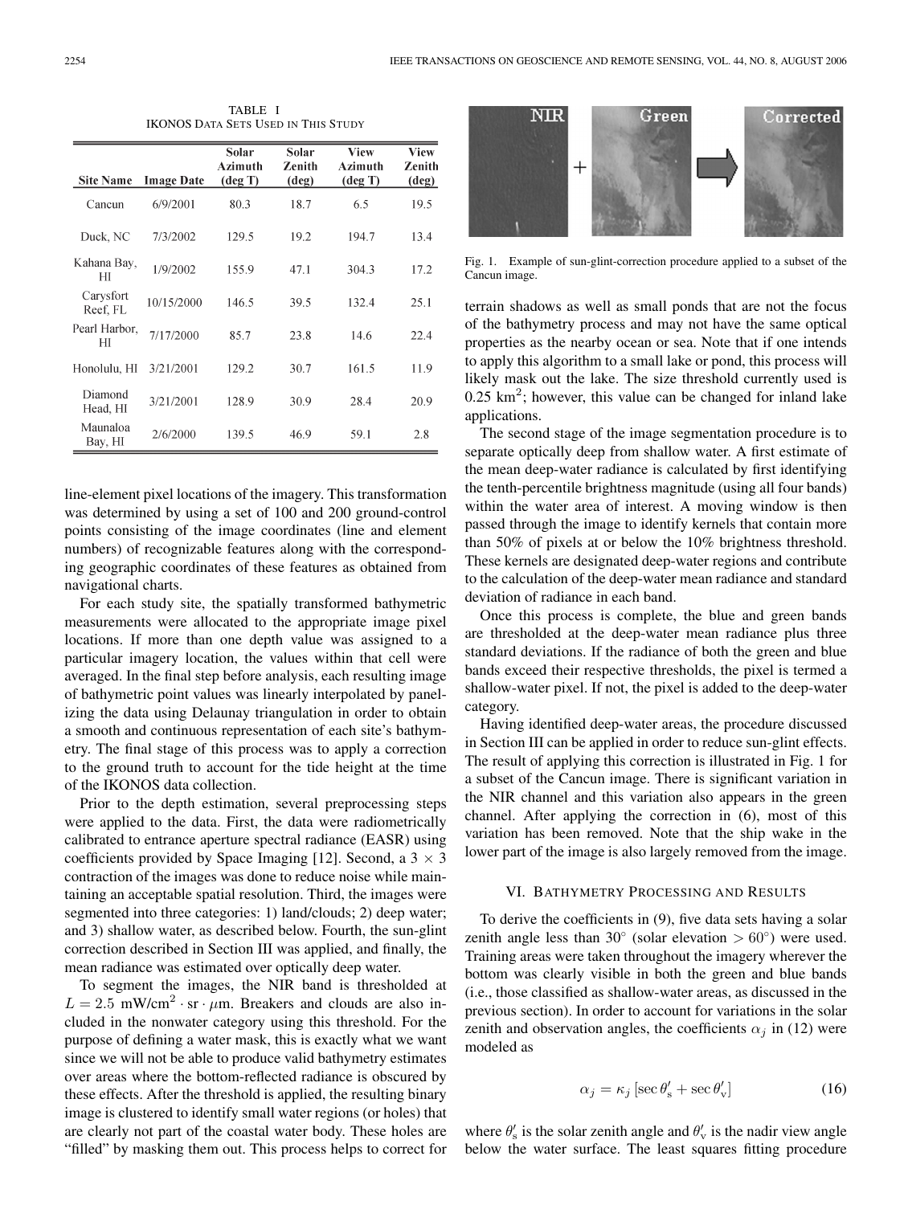TABLE I
IKONOS DATA SETS USED IN THIS STUDY

| Site Name | Image Date | Solar Azimuth (deg T) | Solar Zenith (deg) | View Azimuth (deg T) | View Zenith (deg) |
|---|---|---|---|---|---|
| Cancun | 6/9/2001 | 80.3 | 18.7 | 6.5 | 19.5 |
| Duck, NC | 7/3/2002 | 129.5 | 19.2 | 194.7 | 13.4 |
| Kahana Bay, HI | 1/9/2002 | 155.9 | 47.1 | 304.3 | 17.2 |
| Carysfort Reef, FL | 10/15/2000 | 146.5 | 39.5 | 132.4 | 25.1 |
| Pearl Harbor, HI | 7/17/2000 | 85.7 | 23.8 | 14.6 | 22.4 |
| Honolulu, HI | 3/21/2001 | 129.2 | 30.7 | 161.5 | 11.9 |
| Diamond Head, HI | 3/21/2001 | 128.9 | 30.9 | 28.4 | 20.9 |
| Maunaloa Bay, HI | 2/6/2000 | 139.5 | 46.9 | 59.1 | 2.8 |

line-element pixel locations of the imagery. This transformation was determined by using a set of 100 and 200 ground-control points consisting of the image coordinates (line and element numbers) of recognizable features along with the corresponding geographic coordinates of these features as obtained from navigational charts.

For each study site, the spatially transformed bathymetric measurements were allocated to the appropriate image pixel locations. If more than one depth value was assigned to a particular imagery location, the values within that cell were averaged. In the final step before analysis, each resulting image of bathymetric point values was linearly interpolated by panelizing the data using Delaunay triangulation in order to obtain a smooth and continuous representation of each site's bathymetry. The final stage of this process was to apply a correction to the ground truth to account for the tide height at the time of the IKONOS data collection.

Prior to the depth estimation, several preprocessing steps were applied to the data. First, the data were radiometrically calibrated to entrance aperture spectral radiance (EASR) using coefficients provided by Space Imaging [12]. Second, a $3 \times 3$ contraction of the images was done to reduce noise while maintaining an acceptable spatial resolution. Third, the images were segmented into three categories: 1) land/clouds; 2) deep water; and 3) shallow water, as described below. Fourth, the sun-glint correction described in Section III was applied, and finally, the mean radiance was estimated over optically deep water.

To segment the images, the NIR band is thresholded at $L = 2.5\ \text{mW/cm}^2 \cdot \text{sr} \cdot \mu\text{m}$. Breakers and clouds are also included in the nonwater category using this threshold. For the purpose of defining a water mask, this is exactly what we want since we will not be able to produce valid bathymetry estimates over areas where the bottom-reflected radiance is obscured by these effects. After the threshold is applied, the resulting binary image is clustered to identify small water regions (or holes) that are clearly not part of the coastal water body. These holes are "filled" by masking them out. This process helps to correct for terrain shadows as well as small ponds that are not the focus of the bathymetry process and may not have the same optical properties as the nearby ocean or sea. Note that if one intends to apply this algorithm to a small lake or pond, this process will likely mask out the lake. The size threshold currently used is $0.25\ \text{km}^2$; however, this value can be changed for inland lake applications.

The second stage of the image segmentation procedure is to separate optically deep from shallow water. A first estimate of the mean deep-water radiance is calculated by first identifying the tenth-percentile brightness magnitude (using all four bands) within the water area of interest. A moving window is then passed through the image to identify kernels that contain more than 50% of pixels at or below the 10% brightness threshold. These kernels are designated deep-water regions and contribute to the calculation of the deep-water mean radiance and standard deviation of radiance in each band.

Once this process is complete, the blue and green bands are thresholded at the deep-water mean radiance plus three standard deviations. If the radiance of both the green and blue bands exceed their respective thresholds, the pixel is termed a shallow-water pixel. If not, the pixel is added to the deep-water category.

Having identified deep-water areas, the procedure discussed in Section III can be applied in order to reduce sun-glint effects. The result of applying this correction is illustrated in Fig. 1 for a subset of the Cancun image. There is significant variation in the NIR channel and this variation also appears in the green channel. After applying the correction in (6), most of this variation has been removed. Note that the ship wake in the lower part of the image is also largely removed from the image.

Fig. 1. Example of sun-glint-correction procedure applied to a subset of the Cancun image.

## VI. BATHYMETRY PROCESSING AND RESULTS

To derive the coefficients in (9), five data sets having a solar zenith angle less than 30° (solar elevation > 60°) were used. Training areas were taken throughout the imagery wherever the bottom was clearly visible in both the green and blue bands (i.e., those classified as shallow-water areas, as discussed in the previous section). In order to account for variations in the solar zenith and observation angles, the coefficients $\alpha_j$ in (12) were modeled as

$$\alpha_j = \kappa_j \left[\sec\theta'_{\text{s}} + \sec\theta'_{\text{v}}\right] \tag{16}$$

where $\theta'_{\text{s}}$ is the solar zenith angle and $\theta'_{\text{v}}$ is the nadir view angle below the water surface. The least squares fitting procedure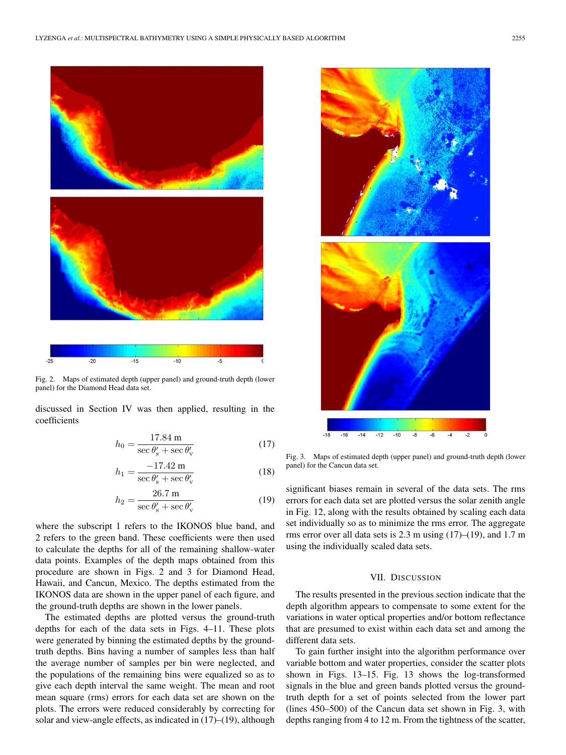Fig. 2. Maps of estimated depth (upper panel) and ground-truth depth (lower panel) for the Diamond Head data set.

discussed in Section IV was then applied, resulting in the coefficients

$$h_0 = \frac{17.84 \text{ m}}{\sec\theta'_s + \sec\theta'_v} \tag{17}$$

$$h_1 = \frac{-17.42 \text{ m}}{\sec\theta'_s + \sec\theta'_v} \tag{18}$$

$$h_2 = \frac{26.7 \text{ m}}{\sec\theta'_s + \sec\theta'_v} \tag{19}$$

where the subscript 1 refers to the IKONOS blue band, and 2 refers to the green band. These coefficients were then used to calculate the depths for all of the remaining shallow-water data points. Examples of the depth maps obtained from this procedure are shown in Figs. 2 and 3 for Diamond Head, Hawaii, and Cancun, Mexico. The depths estimated from the IKONOS data are shown in the upper panel of each figure, and the ground-truth depths are shown in the lower panels.

The estimated depths are plotted versus the ground-truth depths for each of the data sets in Figs. 4–11. These plots were generated by binning the estimated depths by the ground-truth depths. Bins having a number of samples less than half the average number of samples per bin were neglected, and the populations of the remaining bins were equalized so as to give each depth interval the same weight. The mean and root mean square (rms) errors for each data set are shown on the plots. The errors were reduced considerably by correcting for solar and view-angle effects, as indicated in (17)–(19), although significant biases remain in several of the data sets. The rms errors for each data set are plotted versus the solar zenith angle in Fig. 12, along with the results obtained by scaling each data set individually so as to minimize the rms error. The aggregate rms error over all data sets is 2.3 m using (17)–(19), and 1.7 m using the individually scaled data sets.

Fig. 3. Maps of estimated depth (upper panel) and ground-truth depth (lower panel) for the Cancun data set.

## VII. Discussion

The results presented in the previous section indicate that the depth algorithm appears to compensate to some extent for the variations in water optical properties and/or bottom reflectance that are presumed to exist within each data set and among the different data sets.

To gain further insight into the algorithm performance over variable bottom and water properties, consider the scatter plots shown in Figs. 13–15. Fig. 13 shows the log-transformed signals in the blue and green bands plotted versus the ground-truth depth for a set of points selected from the lower part (lines 450–500) of the Cancun data set shown in Fig. 3, with depths ranging from 4 to 12 m. From the tightness of the scatter,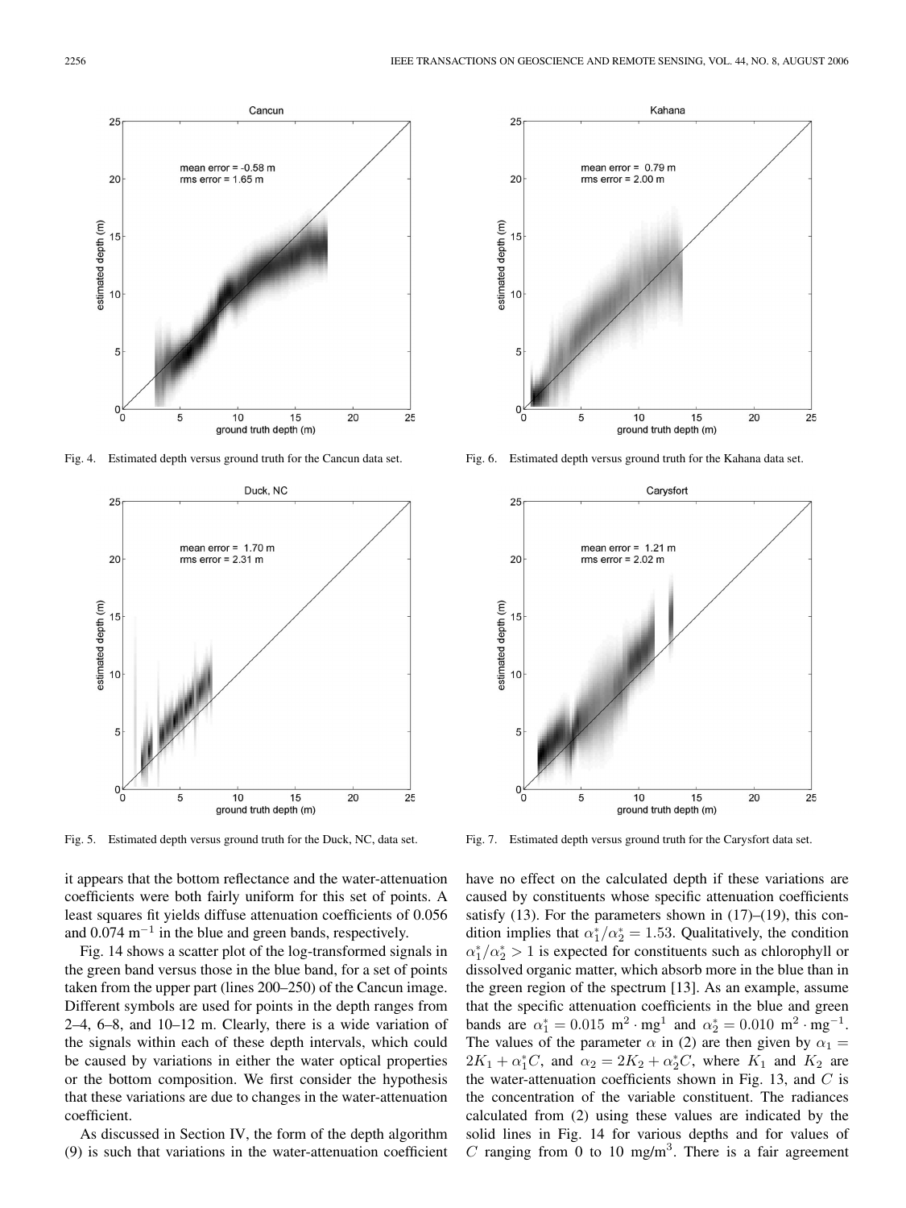Fig. 4. Estimated depth versus ground truth for the Cancun data set.

Fig. 5. Estimated depth versus ground truth for the Duck, NC, data set.

Fig. 6. Estimated depth versus ground truth for the Kahana data set.

Fig. 7. Estimated depth versus ground truth for the Carysfort data set.

it appears that the bottom reflectance and the water-attenuation coefficients were both fairly uniform for this set of points. A least squares fit yields diffuse attenuation coefficients of 0.056 and 0.074 $\mathrm{m}^{-1}$ in the blue and green bands, respectively.

Fig. 14 shows a scatter plot of the log-transformed signals in the green band versus those in the blue band, for a set of points taken from the upper part (lines 200–250) of the Cancun image. Different symbols are used for points in the depth ranges from 2–4, 6–8, and 10–12 m. Clearly, there is a wide variation of the signals within each of these depth intervals, which could be caused by variations in either the water optical properties or the bottom composition. We first consider the hypothesis that these variations are due to changes in the water-attenuation coefficient.

As discussed in Section IV, the form of the depth algorithm (9) is such that variations in the water-attenuation coefficient have no effect on the calculated depth if these variations are caused by constituents whose specific attenuation coefficients satisfy (13). For the parameters shown in (17)–(19), this condition implies that $\alpha_1^*/\alpha_2^* = 1.53$. Qualitatively, the condition $\alpha_1^*/\alpha_2^* > 1$ is expected for constituents such as chlorophyll or dissolved organic matter, which absorb more in the blue than in the green region of the spectrum [13]. As an example, assume that the specific attenuation coefficients in the blue and green bands are $\alpha_1^* = 0.015\ \mathrm{m}^2 \cdot \mathrm{mg}^1$ and $\alpha_2^* = 0.010\ \mathrm{m}^2 \cdot \mathrm{mg}^{-1}$. The values of the parameter $\alpha$ in (2) are then given by $\alpha_1 = 2K_1 + \alpha_1^* C$, and $\alpha_2 = 2K_2 + \alpha_2^* C$, where $K_1$ and $K_2$ are the water-attenuation coefficients shown in Fig. 13, and $C$ is the concentration of the variable constituent. The radiances calculated from (2) using these values are indicated by the solid lines in Fig. 14 for various depths and for values of $C$ ranging from 0 to 10 $\mathrm{mg/m}^3$. There is a fair agreement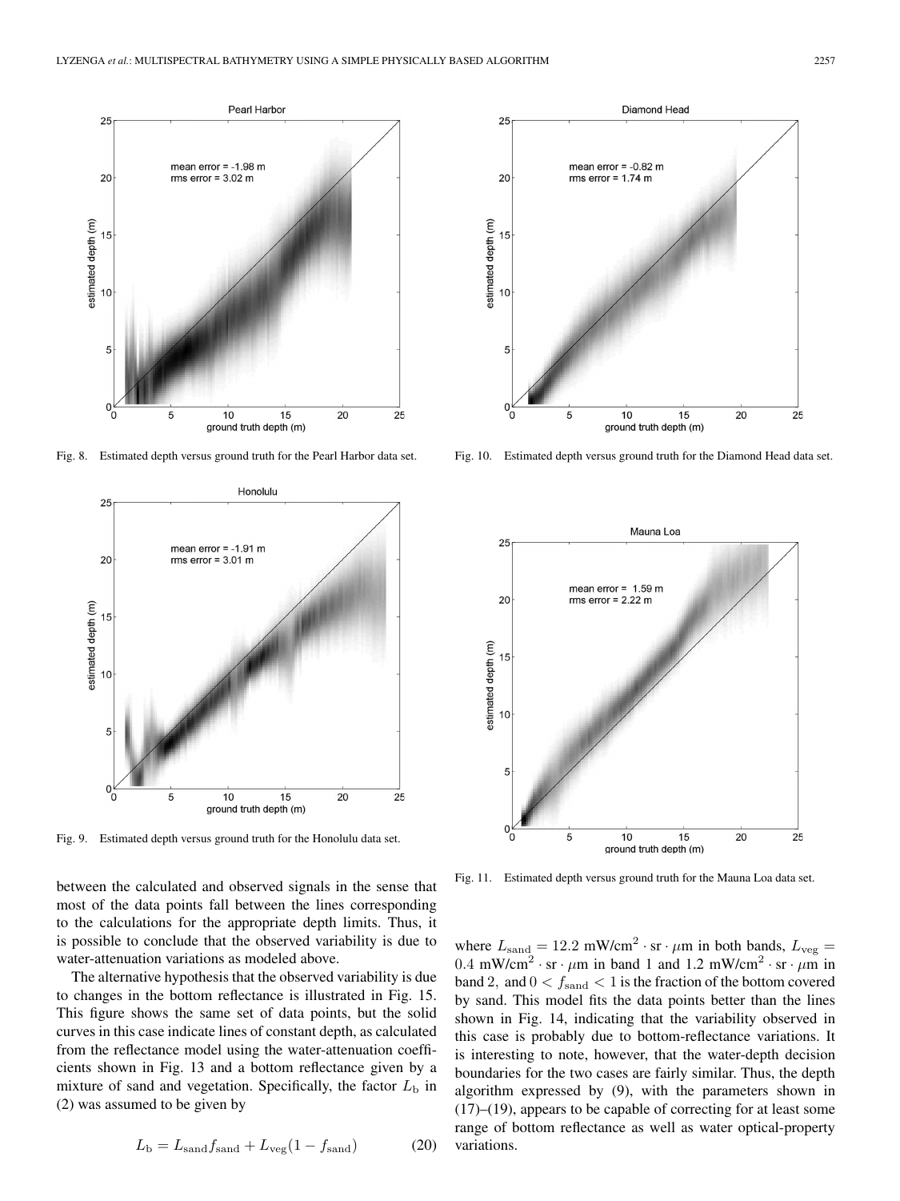Fig. 8. Estimated depth versus ground truth for the Pearl Harbor data set.

Fig. 9. Estimated depth versus ground truth for the Honolulu data set.

Fig. 10. Estimated depth versus ground truth for the Diamond Head data set.

Fig. 11. Estimated depth versus ground truth for the Mauna Loa data set.

between the calculated and observed signals in the sense that most of the data points fall between the lines corresponding to the calculations for the appropriate depth limits. Thus, it is possible to conclude that the observed variability is due to water-attenuation variations as modeled above.

The alternative hypothesis that the observed variability is due to changes in the bottom reflectance is illustrated in Fig. 15. This figure shows the same set of data points, but the solid curves in this case indicate lines of constant depth, as calculated from the reflectance model using the water-attenuation coefficients shown in Fig. 13 and a bottom reflectance given by a mixture of sand and vegetation. Specifically, the factor $L_{\rm b}$ in (2) was assumed to be given by

$$L_{\rm b} = L_{\rm sand} f_{\rm sand} + L_{\rm veg}(1 - f_{\rm sand}) \qquad (20)$$

where $L_{\rm sand} = 12.2$ mW/cm$^2 \cdot$ sr $\cdot$ $\mu$m in both bands, $L_{\rm veg} = 0.4$ mW/cm$^2 \cdot$ sr $\cdot$ $\mu$m in band 1 and 1.2 mW/cm$^2 \cdot$ sr $\cdot$ $\mu$m in band 2, and $0 < f_{\rm sand} < 1$ is the fraction of the bottom covered by sand. This model fits the data points better than the lines shown in Fig. 14, indicating that the variability observed in this case is probably due to bottom-reflectance variations. It is interesting to note, however, that the water-depth decision boundaries for the two cases are fairly similar. Thus, the depth algorithm expressed by (9), with the parameters shown in (17)–(19), appears to be capable of correcting for at least some range of bottom reflectance as well as water optical-property variations.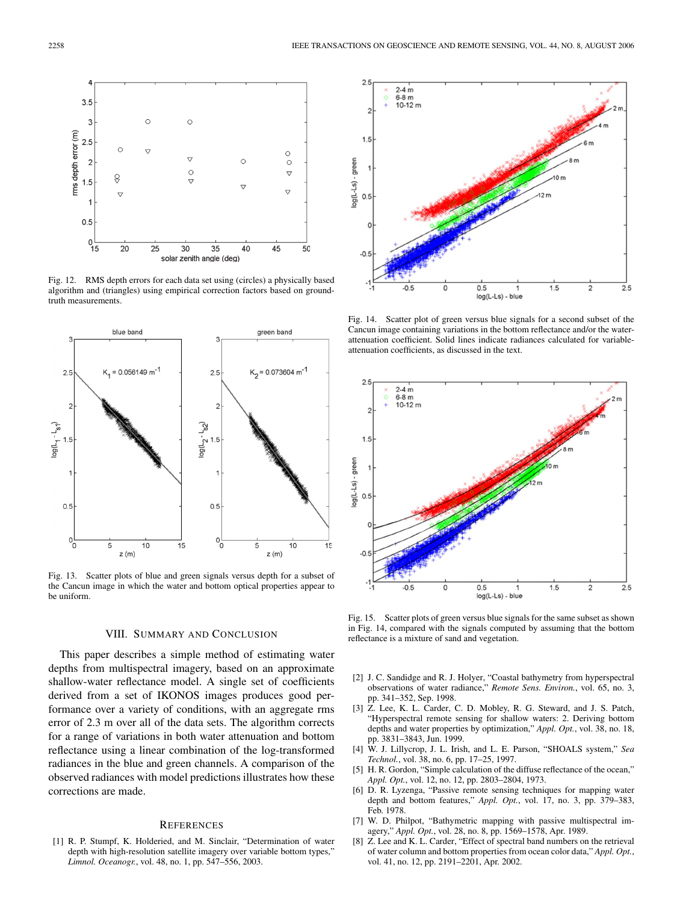Fig. 12. RMS depth errors for each data set using (circles) a physically based algorithm and (triangles) using empirical correction factors based on ground-truth measurements.

Fig. 13. Scatter plots of blue and green signals versus depth for a subset of the Cancun image in which the water and bottom optical properties appear to be uniform.

Fig. 14. Scatter plot of green versus blue signals for a second subset of the Cancun image containing variations in the bottom reflectance and/or the water-attenuation coefficient. Solid lines indicate radiances calculated for variable-attenuation coefficients, as discussed in the text.

Fig. 15. Scatter plots of green versus blue signals for the same subset as shown in Fig. 14, compared with the signals computed by assuming that the bottom reflectance is a mixture of sand and vegetation.

## VIII. Summary and Conclusion

This paper describes a simple method of estimating water depths from multispectral imagery, based on an approximate shallow-water reflectance model. A single set of coefficients derived from a set of IKONOS images produces good performance over a variety of conditions, with an aggregate rms error of 2.3 m over all of the data sets. The algorithm corrects for a range of variations in both water attenuation and bottom reflectance using a linear combination of the log-transformed radiances in the blue and green channels. A comparison of the observed radiances with model predictions illustrates how these corrections are made.

## References

[1] R. P. Stumpf, K. Holderied, and M. Sinclair, "Determination of water depth with high-resolution satellite imagery over variable bottom types," *Limnol. Oceanogr.*, vol. 48, no. 1, pp. 547–556, 2003.

[2] J. C. Sandidge and R. J. Holyer, "Coastal bathymetry from hyperspectral observations of water radiance," *Remote Sens. Environ.*, vol. 65, no. 3, pp. 341–352, Sep. 1998.

[3] Z. Lee, K. L. Carder, C. D. Mobley, R. G. Steward, and J. S. Patch, "Hyperspectral remote sensing for shallow waters: 2. Deriving bottom depths and water properties by optimization," *Appl. Opt.*, vol. 38, no. 18, pp. 3831–3843, Jun. 1999.

[4] W. J. Lillycrop, J. L. Irish, and L. E. Parson, "SHOALS system," *Sea Technol.*, vol. 38, no. 6, pp. 17–25, 1997.

[5] H. R. Gordon, "Simple calculation of the diffuse reflectance of the ocean," *Appl. Opt.*, vol. 12, no. 12, pp. 2803–2804, 1973.

[6] D. R. Lyzenga, "Passive remote sensing techniques for mapping water depth and bottom features," *Appl. Opt.*, vol. 17, no. 3, pp. 379–383, Feb. 1978.

[7] W. D. Philpot, "Bathymetric mapping with passive multispectral imagery," *Appl. Opt.*, vol. 28, no. 8, pp. 1569–1578, Apr. 1989.

[8] Z. Lee and K. L. Carder, "Effect of spectral band numbers on the retrieval of water column and bottom properties from ocean color data," *Appl. Opt.*, vol. 41, no. 12, pp. 2191–2201, Apr. 2002.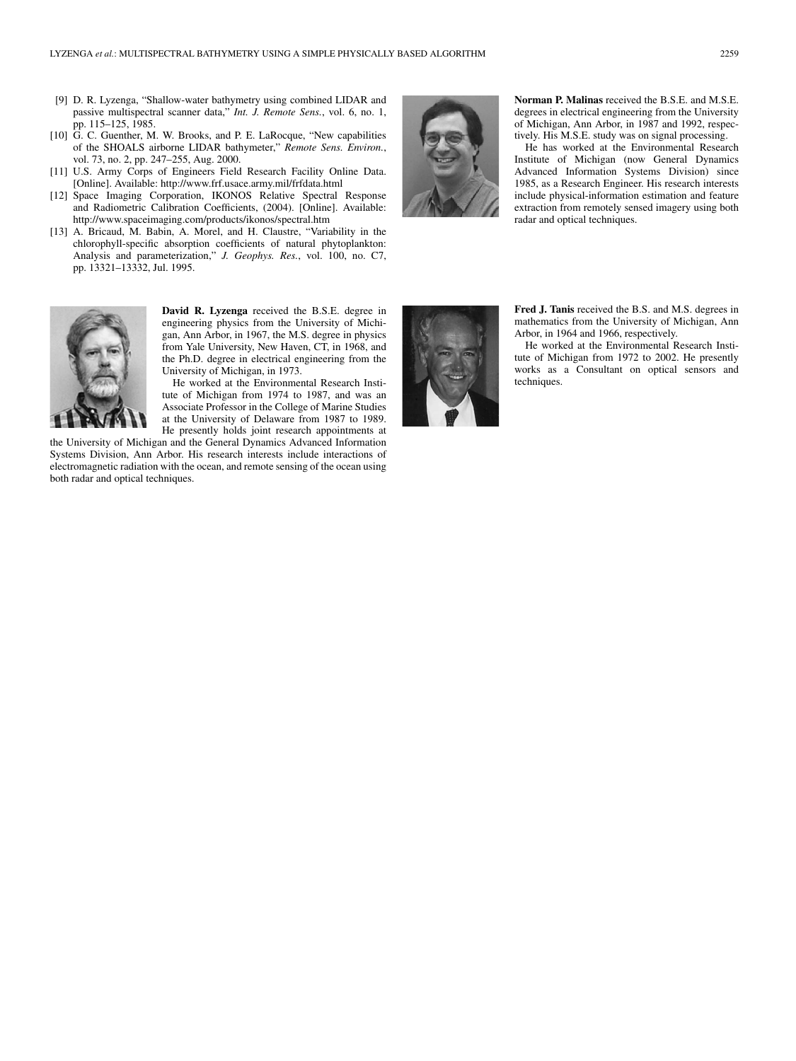[9] D. R. Lyzenga, "Shallow-water bathymetry using combined LIDAR and passive multispectral scanner data," *Int. J. Remote Sens.*, vol. 6, no. 1, pp. 115–125, 1985.

[10] G. C. Guenther, M. W. Brooks, and P. E. LaRocque, "New capabilities of the SHOALS airborne LIDAR bathymeter," *Remote Sens. Environ.*, vol. 73, no. 2, pp. 247–255, Aug. 2000.

[11] U.S. Army Corps of Engineers Field Research Facility Online Data. [Online]. Available: http://www.frf.usace.army.mil/frfdata.html

[12] Space Imaging Corporation, IKONOS Relative Spectral Response and Radiometric Calibration Coefficients, (2004). [Online]. Available: http://www.spaceimaging.com/products/ikonos/spectral.htm

[13] A. Bricaud, M. Babin, A. Morel, and H. Claustre, "Variability in the chlorophyll-specific absorption coefficients of natural phytoplankton: Analysis and parameterization," *J. Geophys. Res.*, vol. 100, no. C7, pp. 13321–13332, Jul. 1995.

**David R. Lyzenga** received the B.S.E. degree in engineering physics from the University of Michigan, Ann Arbor, in 1967, the M.S. degree in physics from Yale University, New Haven, CT, in 1968, and the Ph.D. degree in electrical engineering from the University of Michigan, in 1973.

He worked at the Environmental Research Institute of Michigan from 1974 to 1987, and was an Associate Professor in the College of Marine Studies at the University of Delaware from 1987 to 1989. He presently holds joint research appointments at the University of Michigan and the General Dynamics Advanced Information Systems Division, Ann Arbor. His research interests include interactions of electromagnetic radiation with the ocean, and remote sensing of the ocean using both radar and optical techniques.

**Norman P. Malinas** received the B.S.E. and M.S.E. degrees in electrical engineering from the University of Michigan, Ann Arbor, in 1987 and 1992, respectively. His M.S.E. study was on signal processing.

He has worked at the Environmental Research Institute of Michigan (now General Dynamics Advanced Information Systems Division) since 1985, as a Research Engineer. His research interests include physical-information estimation and feature extraction from remotely sensed imagery using both radar and optical techniques.

**Fred J. Tanis** received the B.S. and M.S. degrees in mathematics from the University of Michigan, Ann Arbor, in 1964 and 1966, respectively.

He worked at the Environmental Research Institute of Michigan from 1972 to 2002. He presently works as a Consultant on optical sensors and techniques.